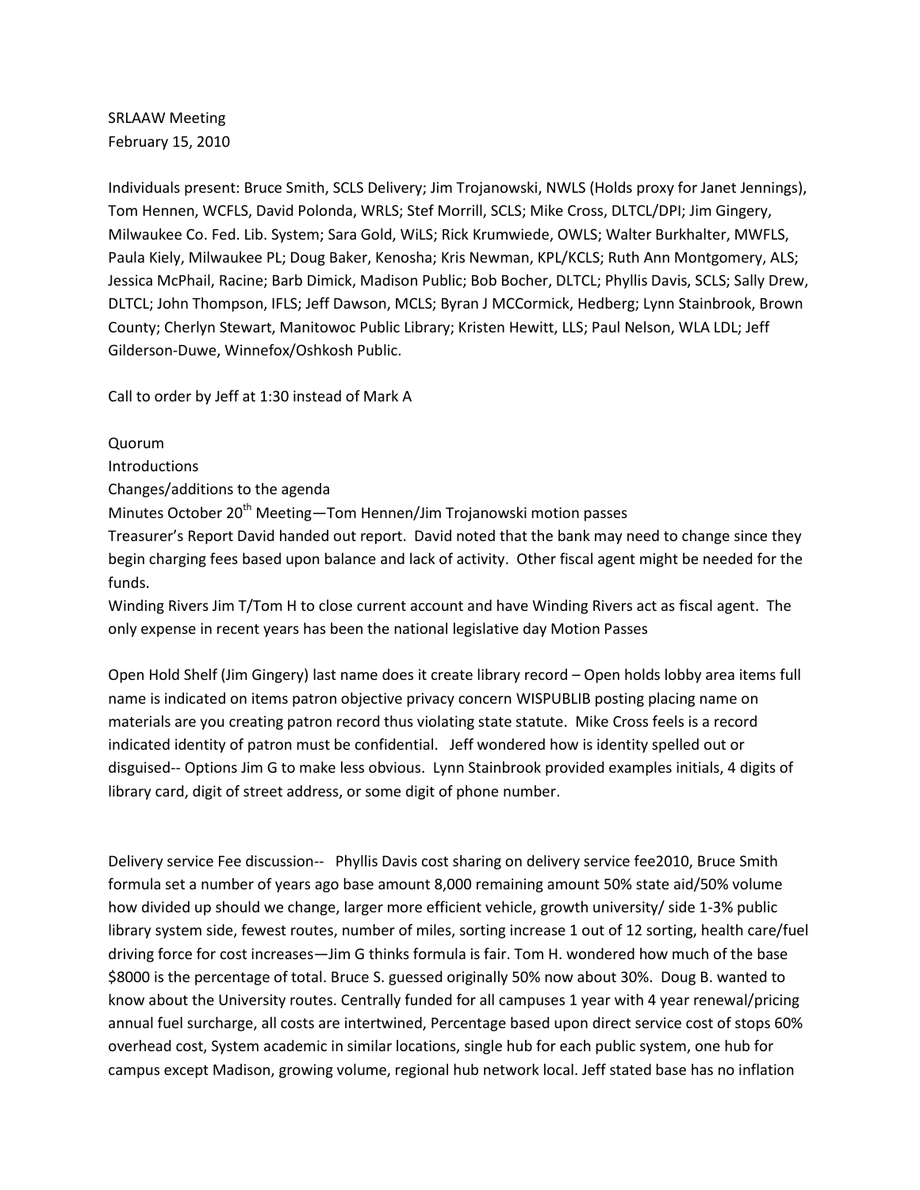SRLAAW Meeting
February 15, 2010

Individuals present: Bruce Smith, SCLS Delivery; Jim Trojanowski, NWLS (Holds proxy for Janet Jennings), Tom Hennen, WCFLS, David Polonda, WRLS; Stef Morrill, SCLS; Mike Cross, DLTCL/DPI; Jim Gingery, Milwaukee Co. Fed. Lib. System; Sara Gold, WiLS; Rick Krumwiede, OWLS; Walter Burkhalter, MWFLS, Paula Kiely, Milwaukee PL; Doug Baker, Kenosha; Kris Newman, KPL/KCLS; Ruth Ann Montgomery, ALS; Jessica McPhail, Racine; Barb Dimick, Madison Public; Bob Bocher, DLTCL; Phyllis Davis, SCLS; Sally Drew, DLTCL; John Thompson, IFLS; Jeff Dawson, MCLS; Byran J MCCormick, Hedberg; Lynn Stainbrook, Brown County; Cherlyn Stewart, Manitowoc Public Library; Kristen Hewitt, LLS; Paul Nelson, WLA LDL; Jeff Gilderson-Duwe, Winnefox/Oshkosh Public.

Call to order by Jeff at 1:30 instead of Mark A

Quorum
Introductions
Changes/additions to the agenda
Minutes October 20th Meeting—Tom Hennen/Jim Trojanowski motion passes
Treasurer's Report David handed out report. David noted that the bank may need to change since they begin charging fees based upon balance and lack of activity. Other fiscal agent might be needed for the funds.
Winding Rivers Jim T/Tom H to close current account and have Winding Rivers act as fiscal agent. The only expense in recent years has been the national legislative day Motion Passes

Open Hold Shelf (Jim Gingery) last name does it create library record – Open holds lobby area items full name is indicated on items patron objective privacy concern WISPUBLIB posting placing name on materials are you creating patron record thus violating state statute. Mike Cross feels is a record indicated identity of patron must be confidential. Jeff wondered how is identity spelled out or disguised-- Options Jim G to make less obvious. Lynn Stainbrook provided examples initials, 4 digits of library card, digit of street address, or some digit of phone number.

Delivery service Fee discussion-- Phyllis Davis cost sharing on delivery service fee2010, Bruce Smith formula set a number of years ago base amount 8,000 remaining amount 50% state aid/50% volume how divided up should we change, larger more efficient vehicle, growth university/ side 1-3% public library system side, fewest routes, number of miles, sorting increase 1 out of 12 sorting, health care/fuel driving force for cost increases—Jim G thinks formula is fair. Tom H. wondered how much of the base \$8000 is the percentage of total. Bruce S. guessed originally 50% now about 30%. Doug B. wanted to know about the University routes. Centrally funded for all campuses 1 year with 4 year renewal/pricing annual fuel surcharge, all costs are intertwined, Percentage based upon direct service cost of stops 60% overhead cost, System academic in similar locations, single hub for each public system, one hub for campus except Madison, growing volume, regional hub network local. Jeff stated base has no inflation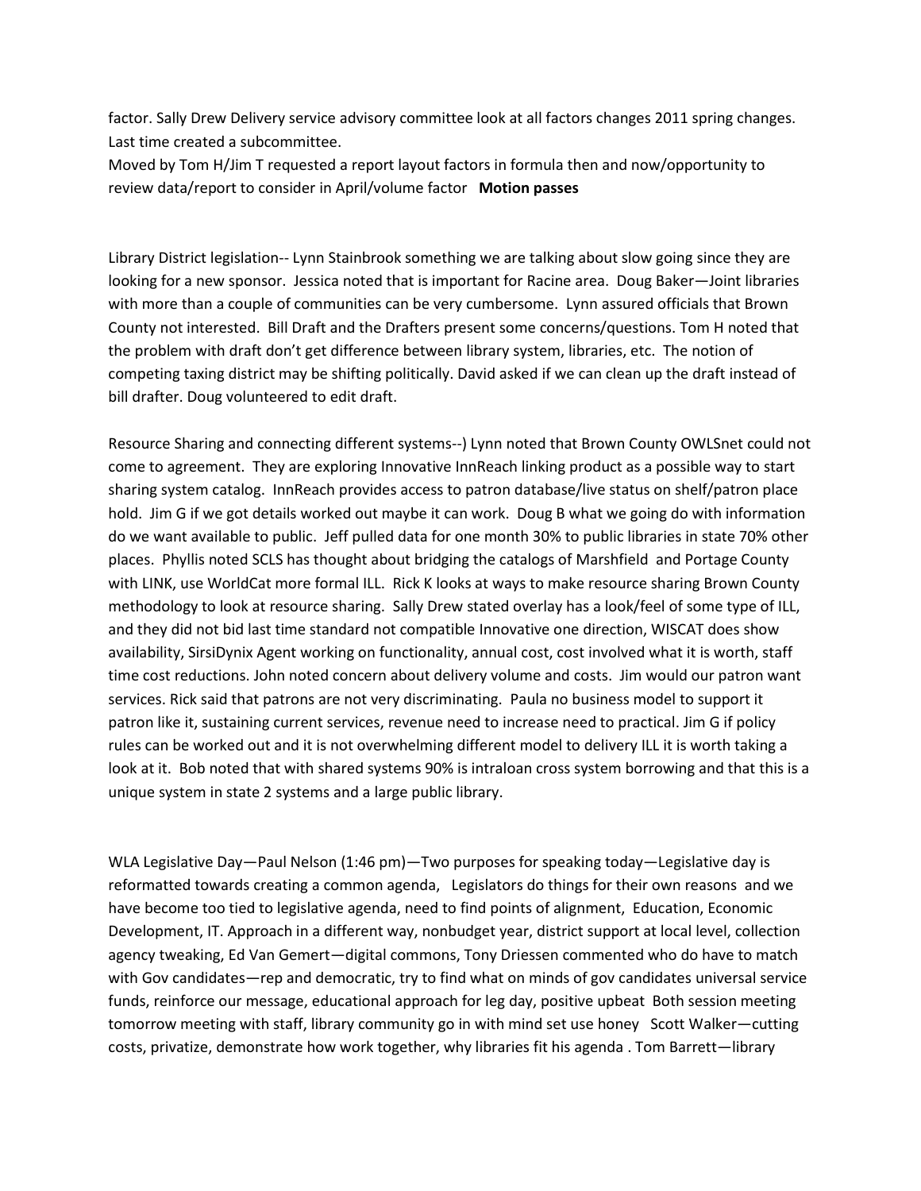factor. Sally Drew Delivery service advisory committee look at all factors changes 2011 spring changes. Last time created a subcommittee.
Moved by Tom H/Jim T requested a report layout factors in formula then and now/opportunity to review data/report to consider in April/volume factor **Motion passes**

Library District legislation-- Lynn Stainbrook something we are talking about slow going since they are looking for a new sponsor. Jessica noted that is important for Racine area. Doug Baker—Joint libraries with more than a couple of communities can be very cumbersome. Lynn assured officials that Brown County not interested. Bill Draft and the Drafters present some concerns/questions. Tom H noted that the problem with draft don't get difference between library system, libraries, etc. The notion of competing taxing district may be shifting politically. David asked if we can clean up the draft instead of bill drafter. Doug volunteered to edit draft.

Resource Sharing and connecting different systems--) Lynn noted that Brown County OWLSnet could not come to agreement. They are exploring Innovative InnReach linking product as a possible way to start sharing system catalog. InnReach provides access to patron database/live status on shelf/patron place hold. Jim G if we got details worked out maybe it can work. Doug B what we going do with information do we want available to public. Jeff pulled data for one month 30% to public libraries in state 70% other places. Phyllis noted SCLS has thought about bridging the catalogs of Marshfield and Portage County with LINK, use WorldCat more formal ILL. Rick K looks at ways to make resource sharing Brown County methodology to look at resource sharing. Sally Drew stated overlay has a look/feel of some type of ILL, and they did not bid last time standard not compatible Innovative one direction, WISCAT does show availability, SirsiDynix Agent working on functionality, annual cost, cost involved what it is worth, staff time cost reductions. John noted concern about delivery volume and costs. Jim would our patron want services. Rick said that patrons are not very discriminating. Paula no business model to support it patron like it, sustaining current services, revenue need to increase need to practical. Jim G if policy rules can be worked out and it is not overwhelming different model to delivery ILL it is worth taking a look at it. Bob noted that with shared systems 90% is intraloan cross system borrowing and that this is a unique system in state 2 systems and a large public library.

WLA Legislative Day—Paul Nelson (1:46 pm)—Two purposes for speaking today—Legislative day is reformatted towards creating a common agenda, Legislators do things for their own reasons and we have become too tied to legislative agenda, need to find points of alignment, Education, Economic Development, IT. Approach in a different way, nonbudget year, district support at local level, collection agency tweaking, Ed Van Gemert—digital commons, Tony Driessen commented who do have to match with Gov candidates—rep and democratic, try to find what on minds of gov candidates universal service funds, reinforce our message, educational approach for leg day, positive upbeat Both session meeting tomorrow meeting with staff, library community go in with mind set use honey Scott Walker—cutting costs, privatize, demonstrate how work together, why libraries fit his agenda . Tom Barrett—library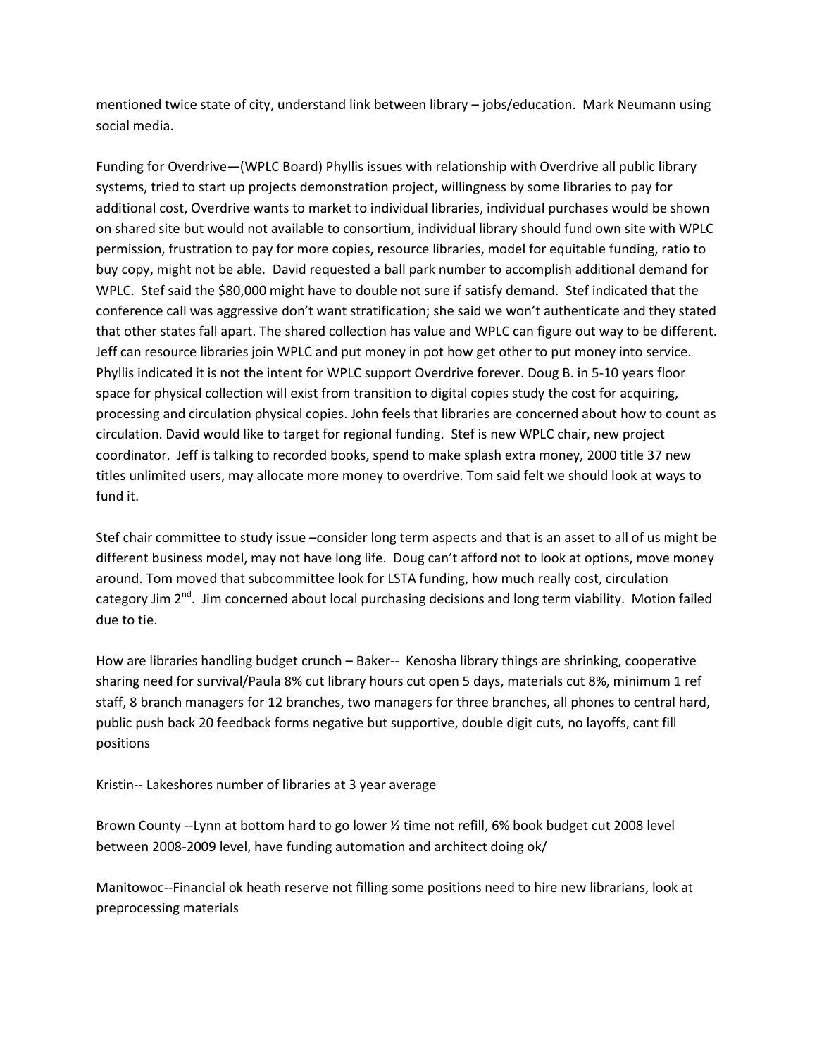mentioned twice state of city, understand link between library – jobs/education. Mark Neumann using social media.

Funding for Overdrive—(WPLC Board) Phyllis issues with relationship with Overdrive all public library systems, tried to start up projects demonstration project, willingness by some libraries to pay for additional cost, Overdrive wants to market to individual libraries, individual purchases would be shown on shared site but would not available to consortium, individual library should fund own site with WPLC permission, frustration to pay for more copies, resource libraries, model for equitable funding, ratio to buy copy, might not be able. David requested a ball park number to accomplish additional demand for WPLC. Stef said the $80,000 might have to double not sure if satisfy demand. Stef indicated that the conference call was aggressive don't want stratification; she said we won't authenticate and they stated that other states fall apart. The shared collection has value and WPLC can figure out way to be different. Jeff can resource libraries join WPLC and put money in pot how get other to put money into service. Phyllis indicated it is not the intent for WPLC support Overdrive forever. Doug B. in 5-10 years floor space for physical collection will exist from transition to digital copies study the cost for acquiring, processing and circulation physical copies. John feels that libraries are concerned about how to count as circulation. David would like to target for regional funding. Stef is new WPLC chair, new project coordinator. Jeff is talking to recorded books, spend to make splash extra money, 2000 title 37 new titles unlimited users, may allocate more money to overdrive. Tom said felt we should look at ways to fund it.

Stef chair committee to study issue –consider long term aspects and that is an asset to all of us might be different business model, may not have long life. Doug can't afford not to look at options, move money around. Tom moved that subcommittee look for LSTA funding, how much really cost, circulation category Jim 2nd. Jim concerned about local purchasing decisions and long term viability. Motion failed due to tie.

How are libraries handling budget crunch – Baker-- Kenosha library things are shrinking, cooperative sharing need for survival/Paula 8% cut library hours cut open 5 days, materials cut 8%, minimum 1 ref staff, 8 branch managers for 12 branches, two managers for three branches, all phones to central hard, public push back 20 feedback forms negative but supportive, double digit cuts, no layoffs, cant fill positions

Kristin-- Lakeshores number of libraries at 3 year average

Brown County --Lynn at bottom hard to go lower ½ time not refill, 6% book budget cut 2008 level between 2008-2009 level, have funding automation and architect doing ok/

Manitowoc--Financial ok heath reserve not filling some positions need to hire new librarians, look at preprocessing materials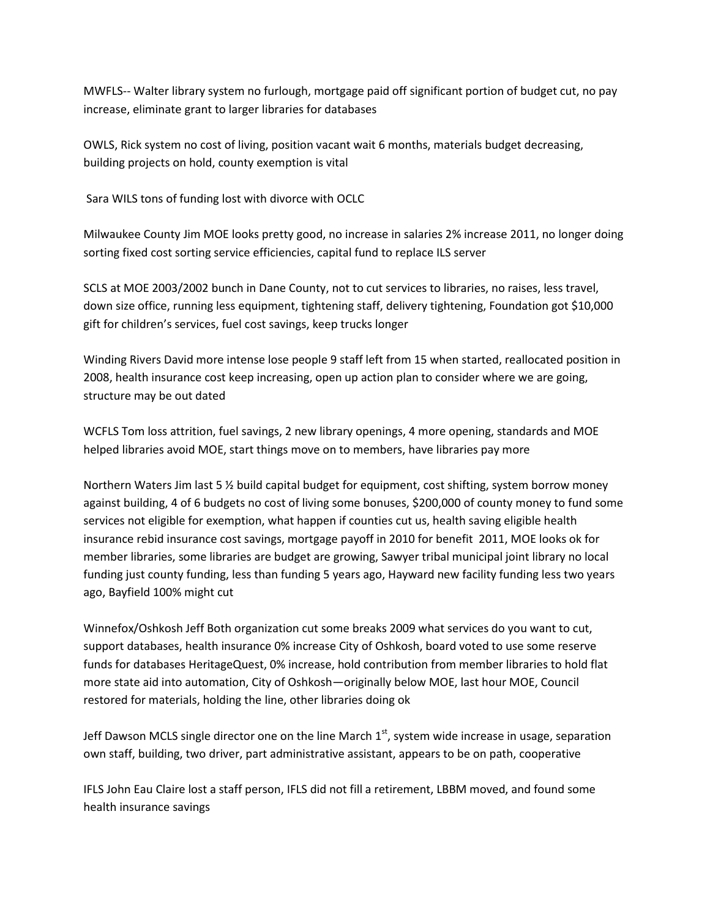MWFLS-- Walter library system no furlough, mortgage paid off significant portion of budget cut, no pay increase, eliminate grant to larger libraries for databases

OWLS, Rick system no cost of living, position vacant wait 6 months, materials budget decreasing, building projects on hold, county exemption is vital

Sara WILS tons of funding lost with divorce with OCLC

Milwaukee County Jim MOE looks pretty good, no increase in salaries 2% increase 2011, no longer doing sorting fixed cost sorting service efficiencies, capital fund to replace ILS server

SCLS at MOE 2003/2002 bunch in Dane County, not to cut services to libraries, no raises, less travel, down size office, running less equipment, tightening staff, delivery tightening, Foundation got $10,000 gift for children's services, fuel cost savings, keep trucks longer

Winding Rivers David more intense lose people 9 staff left from 15 when started, reallocated position in 2008, health insurance cost keep increasing, open up action plan to consider where we are going, structure may be out dated

WCFLS Tom loss attrition, fuel savings, 2 new library openings, 4 more opening, standards and MOE helped libraries avoid MOE, start things move on to members, have libraries pay more

Northern Waters Jim last 5 ½ build capital budget for equipment, cost shifting, system borrow money against building, 4 of 6 budgets no cost of living some bonuses, $200,000 of county money to fund some services not eligible for exemption, what happen if counties cut us, health saving eligible health insurance rebid insurance cost savings, mortgage payoff in 2010 for benefit 2011, MOE looks ok for member libraries, some libraries are budget are growing, Sawyer tribal municipal joint library no local funding just county funding, less than funding 5 years ago, Hayward new facility funding less two years ago, Bayfield 100% might cut

Winnefox/Oshkosh Jeff Both organization cut some breaks 2009 what services do you want to cut, support databases, health insurance 0% increase City of Oshkosh, board voted to use some reserve funds for databases HeritageQuest, 0% increase, hold contribution from member libraries to hold flat more state aid into automation, City of Oshkosh—originally below MOE, last hour MOE, Council restored for materials, holding the line, other libraries doing ok

Jeff Dawson MCLS single director one on the line March 1st, system wide increase in usage, separation own staff, building, two driver, part administrative assistant, appears to be on path, cooperative

IFLS John Eau Claire lost a staff person, IFLS did not fill a retirement, LBBM moved, and found some health insurance savings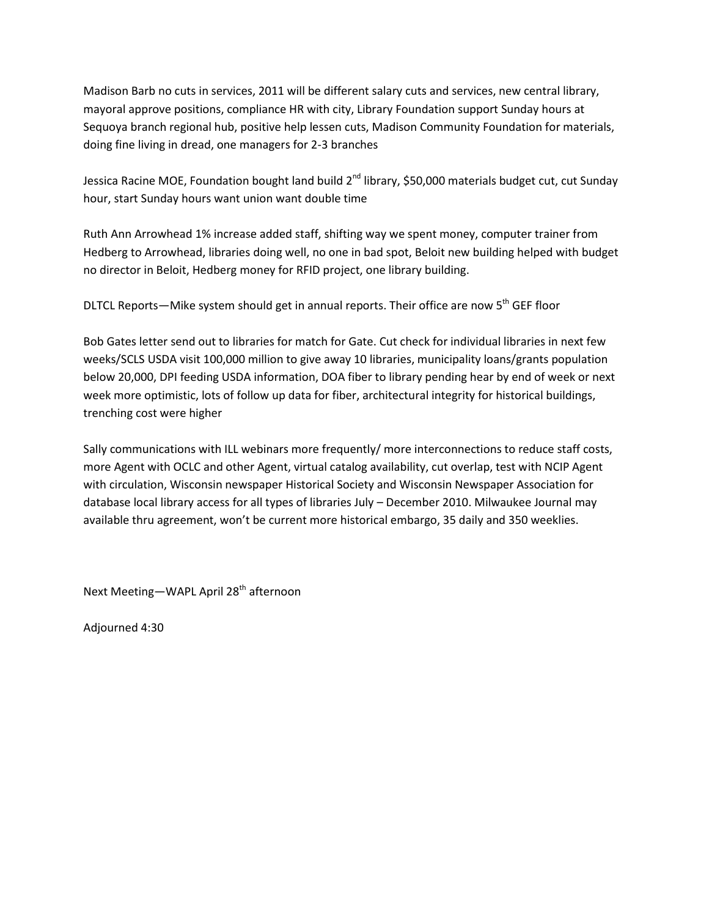Madison Barb no cuts in services, 2011 will be different salary cuts and services, new central library, mayoral approve positions, compliance HR with city, Library Foundation support Sunday hours at Sequoya branch regional hub, positive help lessen cuts, Madison Community Foundation for materials, doing fine living in dread, one managers for 2-3 branches

Jessica Racine MOE, Foundation bought land build 2nd library, $50,000 materials budget cut, cut Sunday hour, start Sunday hours want union want double time

Ruth Ann Arrowhead 1% increase added staff, shifting way we spent money, computer trainer from Hedberg to Arrowhead, libraries doing well, no one in bad spot, Beloit new building helped with budget no director in Beloit, Hedberg money for RFID project, one library building.

DLTCL Reports—Mike system should get in annual reports. Their office are now 5th GEF floor

Bob Gates letter send out to libraries for match for Gate. Cut check for individual libraries in next few weeks/SCLS USDA visit 100,000 million to give away 10 libraries, municipality loans/grants population below 20,000, DPI feeding USDA information, DOA fiber to library pending hear by end of week or next week more optimistic, lots of follow up data for fiber, architectural integrity for historical buildings, trenching cost were higher

Sally communications with ILL webinars more frequently/ more interconnections to reduce staff costs, more Agent with OCLC and other Agent, virtual catalog availability, cut overlap, test with NCIP Agent with circulation, Wisconsin newspaper Historical Society and Wisconsin Newspaper Association for database local library access for all types of libraries July – December 2010. Milwaukee Journal may available thru agreement, won't be current more historical embargo, 35 daily and 350 weeklies.

Next Meeting—WAPL April 28th afternoon

Adjourned 4:30